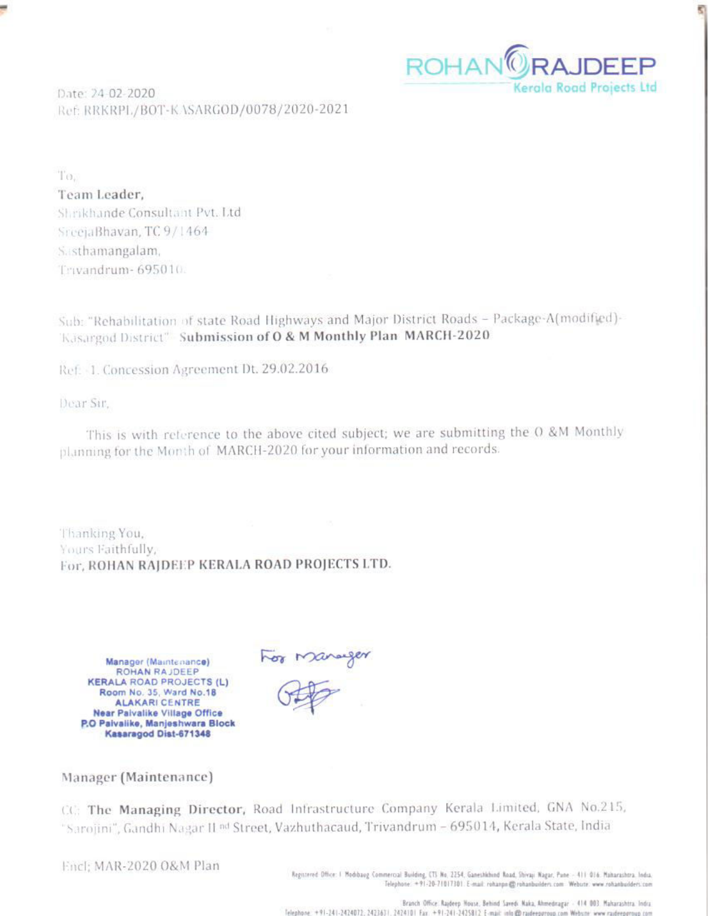**ROHAN RAJDEEP**
Kerala Road Projects Ltd

Date: 24-02-2020
Ref: RRKRPL/BOT-KASARGOD/0078/2020-2021

To,
**Team Leader,**
Shrikhande Consultant Pvt. Ltd
SreejaBhavan, TC 9/1464
Sasthamangalam,
Trivandrum- 695010.

Sub: "Rehabilitation of state Road Highways and Major District Roads – Package-A(modified)-Kasargod District" **Submission of O & M Monthly Plan MARCH-2020**

Ref: 1. Concession Agreement Dt. 29.02.2016

Dear Sir,

This is with reference to the above cited subject; we are submitting the O &M Monthly planning for the Month of MARCH-2020 for your information and records.

Thanking You,
Yours Faithfully,
For, **ROHAN RAJDEEP KERALA ROAD PROJECTS LTD.**

**Manager (Maintenance)**
**ROHAN RAJDEEP**
**KERALA ROAD PROJECTS (L)**
**Room No. 35, Ward No.18**
**ALAKARI CENTRE**
**Near Paivalike Village Office**
**P.O Paivalike, Manjeshwara Block**
**Kasaragod Dist-671348**

For Manager

Manager (Maintenance)

CC: **The Managing Director,** Road Infrastructure Company Kerala Limited, GNA No.215, "Sarojini", Gandhi Nagar II nd Street, Vazhuthacaud, Trivandrum – 695014, Kerala State, India

Encl; MAR-2020 O&M Plan

Registered Office: 1 Modibaug Commercial Building, CTS No. 2254, Ganeshkhind Road, Shivaji Nagar, Pune - 411 016. Maharashtra, India. Telephone: +91-20-71017301 E-mail: rohanpn@rohanbuilders.com Website: www.rohanbuilders.com

Branch Office: Rajdeep House, Behind Savedi Naka, Ahmednagar - 414 003. Maharashtra, India. Telephone: +91-241-2424072, 2423631, 2424101 Fax: +91-241-2425812 E-mail: info@rajdeepgroup.com Website: www.rajdeepgroup.com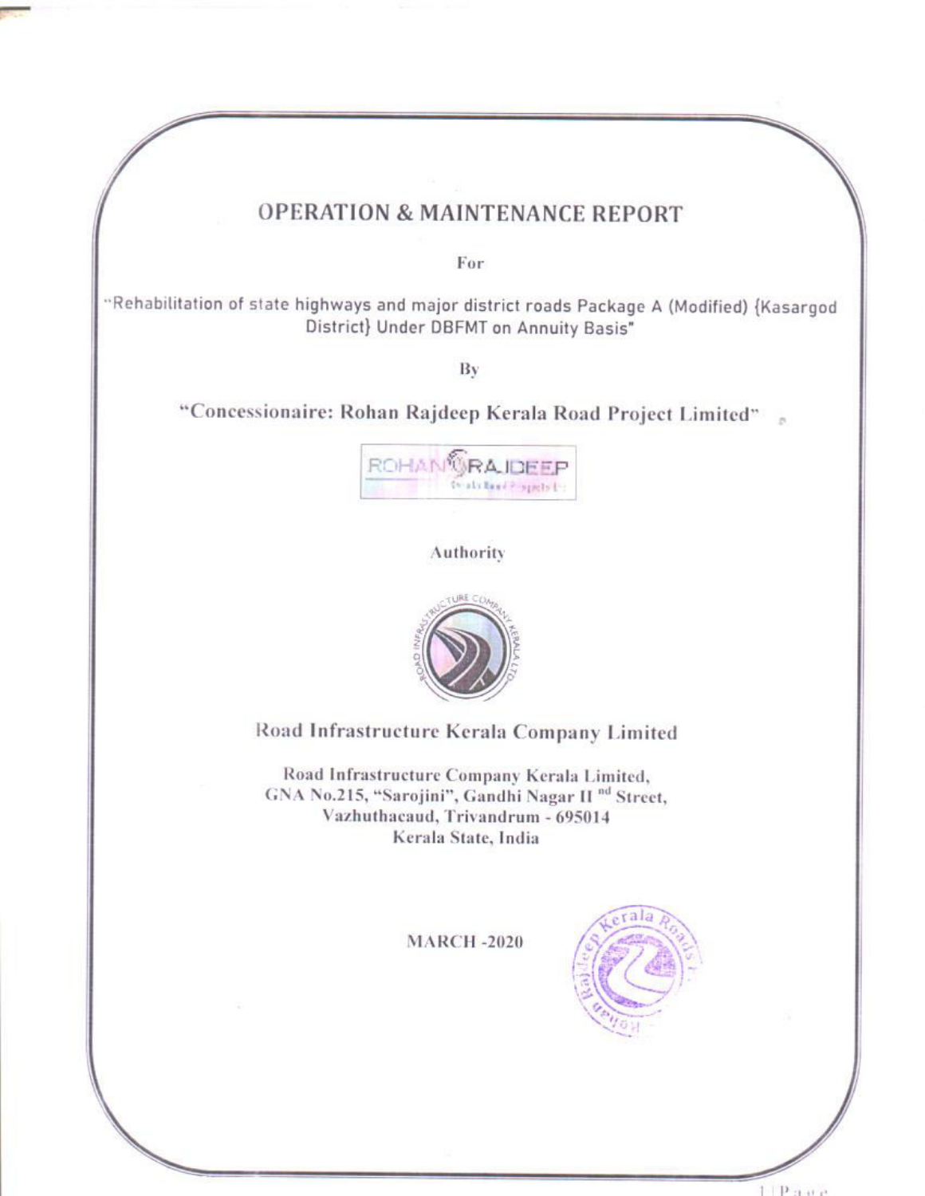# OPERATION & MAINTENANCE REPORT

For

"Rehabilitation of state highways and major district roads Package A (Modified) {Kasargod District} Under DBFMT on Annuity Basis"

By

**"Concessionaire: Rohan Rajdeep Kerala Road Project Limited"**

Authority

## Road Infrastructure Kerala Company Limited

Road Infrastructure Company Kerala Limited,
GNA No.215, "Sarojini", Gandhi Nagar II nd Street,
Vazhuthacaud, Trivandrum - 695014
Kerala State, India

MARCH -2020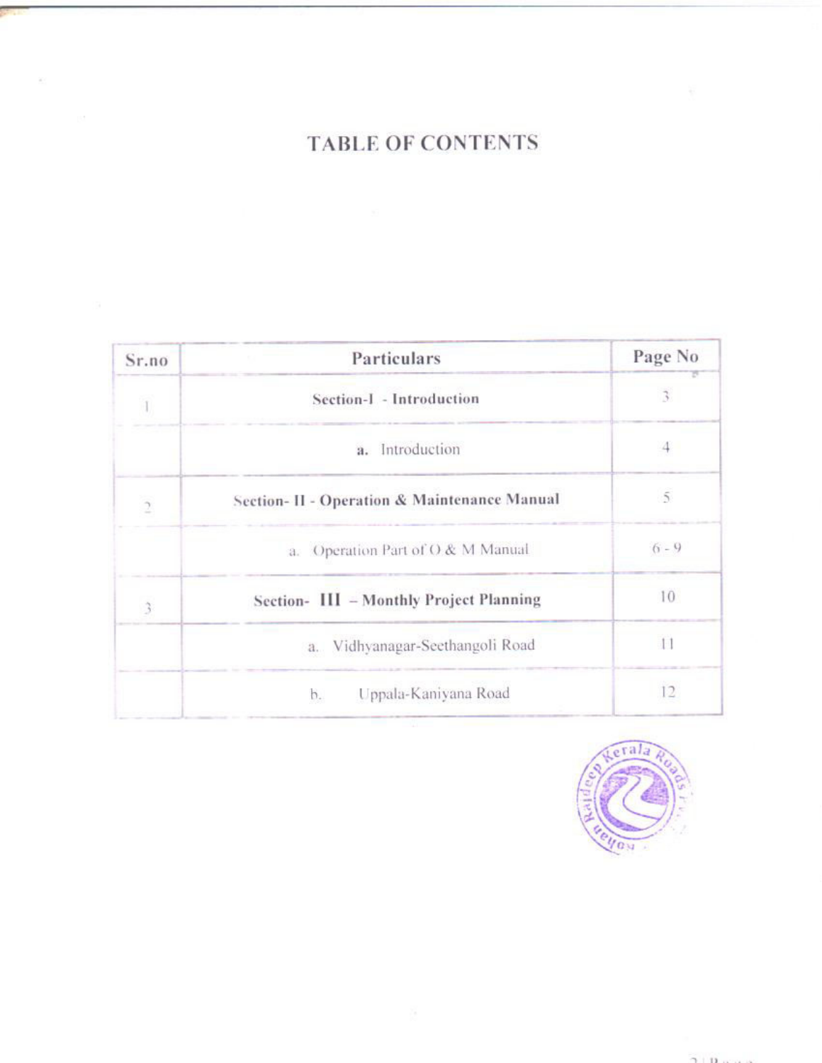# TABLE OF CONTENTS

| Sr.no | Particulars | Page No |
|---|---|---|
| 1 | **Section-I - Introduction** | 3 |
| | **a.** Introduction | 4 |
| 2 | **Section- II - Operation & Maintenance Manual** | 5 |
| | a. Operation Part of O & M Manual | 6 - 9 |
| 3 | **Section- III – Monthly Project Planning** | 10 |
| | a. Vidhyanagar-Seethangoli Road | 11 |
| | b. Uppala-Kaniyana Road | 12 |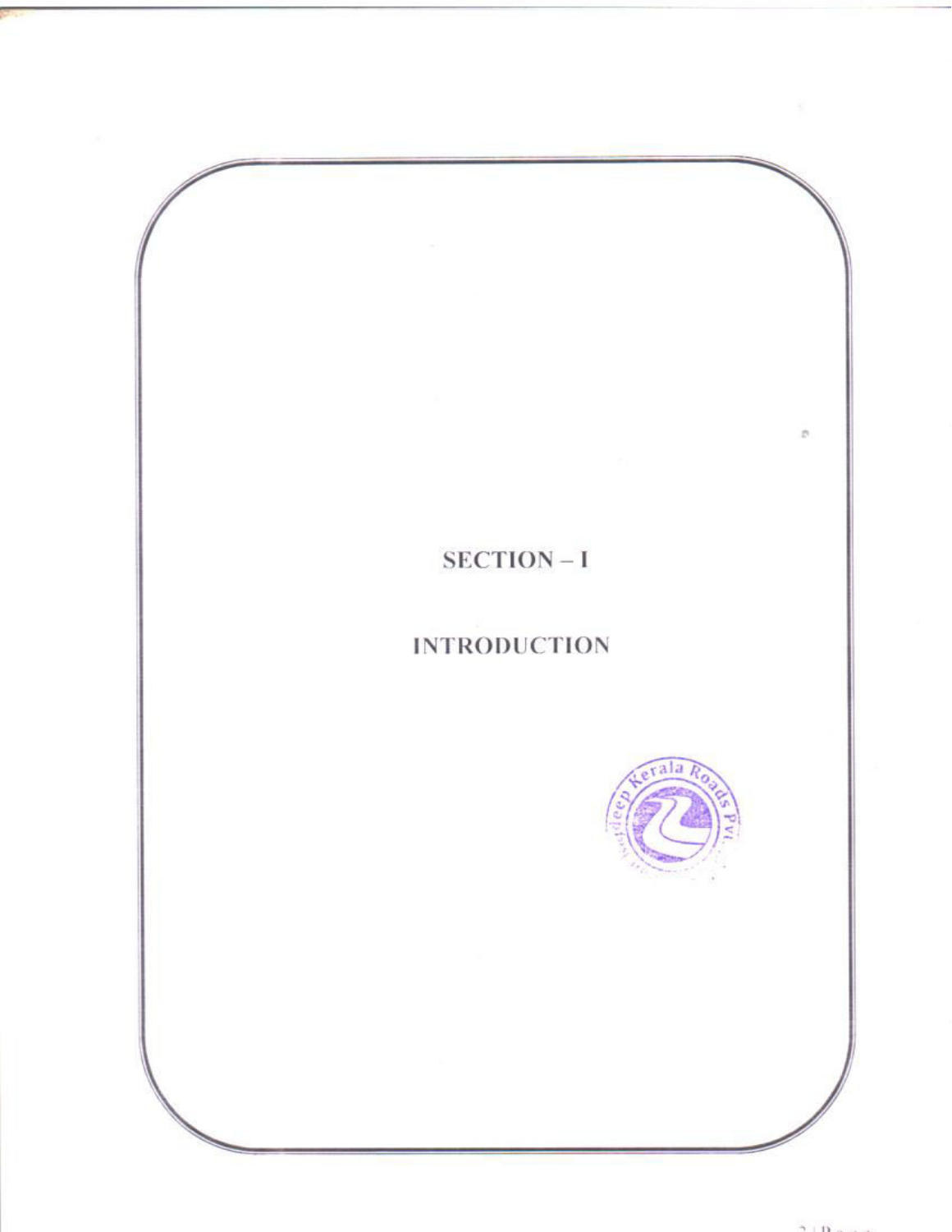# SECTION – I

# INTRODUCTION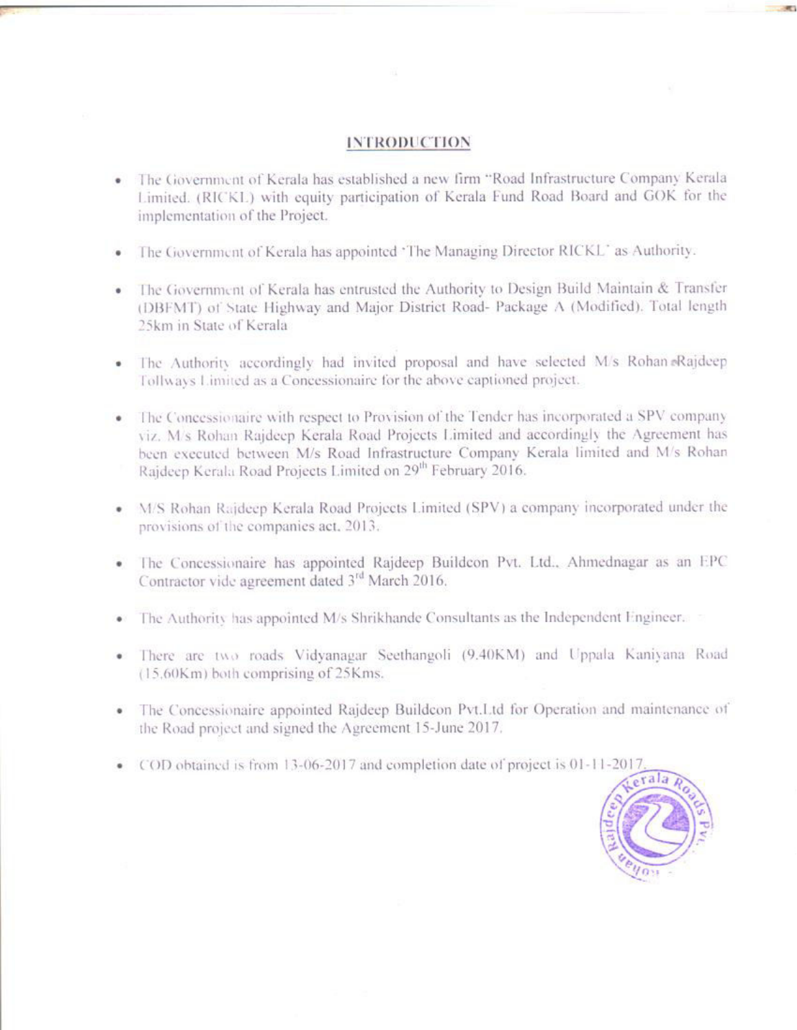## INTRODUCTION

- The Government of Kerala has established a new firm "Road Infrastructure Company Kerala Limited. (RICKL) with equity participation of Kerala Fund Road Board and GOK for the implementation of the Project.
- The Government of Kerala has appointed 'The Managing Director RICKL' as Authority.
- The Government of Kerala has entrusted the Authority to Design Build Maintain & Transfer (DBFMT) of State Highway and Major District Road- Package A (Modified). Total length 25km in State of Kerala
- The Authority accordingly had invited proposal and have selected M/s Rohan Rajdeep Tollways Limited as a Concessionaire for the above captioned project.
- The Concessionaire with respect to Provision of the Tender has incorporated a SPV company viz. M/s Rohan Rajdeep Kerala Road Projects Limited and accordingly the Agreement has been executed between M/s Road Infrastructure Company Kerala limited and M/s Rohan Rajdeep Kerala Road Projects Limited on 29th February 2016.
- M/S Rohan Rajdeep Kerala Road Projects Limited (SPV) a company incorporated under the provisions of the companies act, 2013.
- The Concessionaire has appointed Rajdeep Buildcon Pvt. Ltd., Ahmednagar as an EPC Contractor vide agreement dated 3rd March 2016.
- The Authority has appointed M/s Shrikhande Consultants as the Independent Engineer.
- There are two roads Vidyanagar Seethangoli (9.40KM) and Uppala Kaniyana Road (15.60Km) both comprising of 25Kms.
- The Concessionaire appointed Rajdeep Buildcon Pvt.Ltd for Operation and maintenance of the Road project and signed the Agreement 15-June 2017.
- COD obtained is from 13-06-2017 and completion date of project is 01-11-2017.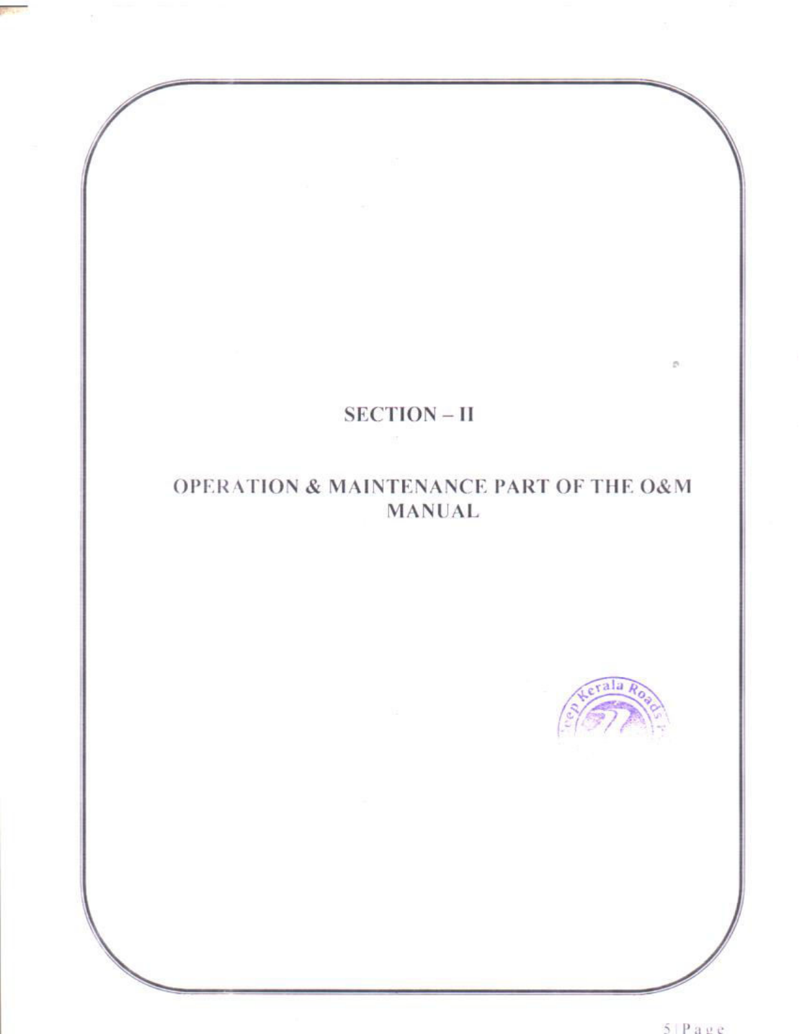# SECTION – II

## OPERATION & MAINTENANCE PART OF THE O&M MANUAL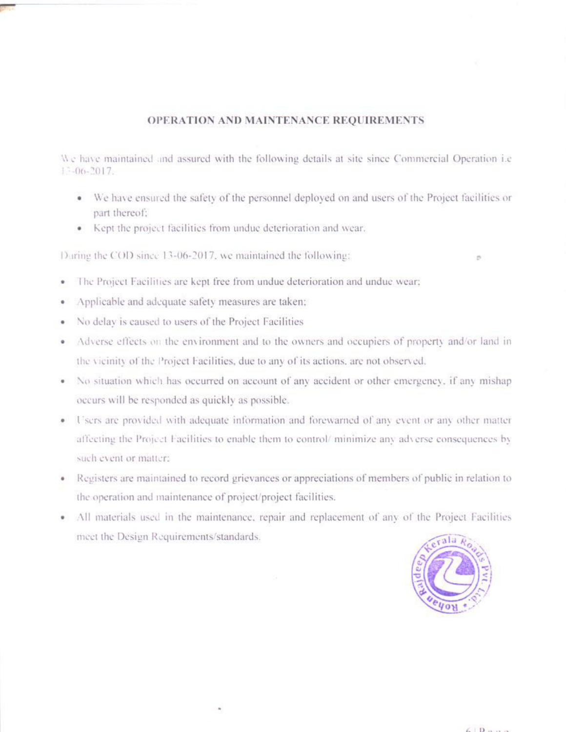## OPERATION AND MAINTENANCE REQUIREMENTS

We have maintained and assured with the following details at site since Commercial Operation i.e 13-06-2017.

- We have ensured the safety of the personnel deployed on and users of the Project facilities or part thereof;
- Kept the project facilities from undue deterioration and wear.

During the COD since 13-06-2017, we maintained the following:

- The Project Facilities are kept free from undue deterioration and undue wear;
- Applicable and adequate safety measures are taken;
- No delay is caused to users of the Project Facilities
- Adverse effects on the environment and to the owners and occupiers of property and/or land in the vicinity of the Project Facilities, due to any of its actions, are not observed.
- No situation which has occurred on account of any accident or other emergency, if any mishap occurs will be responded as quickly as possible.
- Users are provided with adequate information and forewarned of any event or any other matter affecting the Project Facilities to enable them to control/ minimize any adverse consequences by such event or matter;
- Registers are maintained to record grievances or appreciations of members of public in relation to the operation and maintenance of project/project facilities.
- All materials used in the maintenance, repair and replacement of any of the Project Facilities meet the Design Requirements/standards.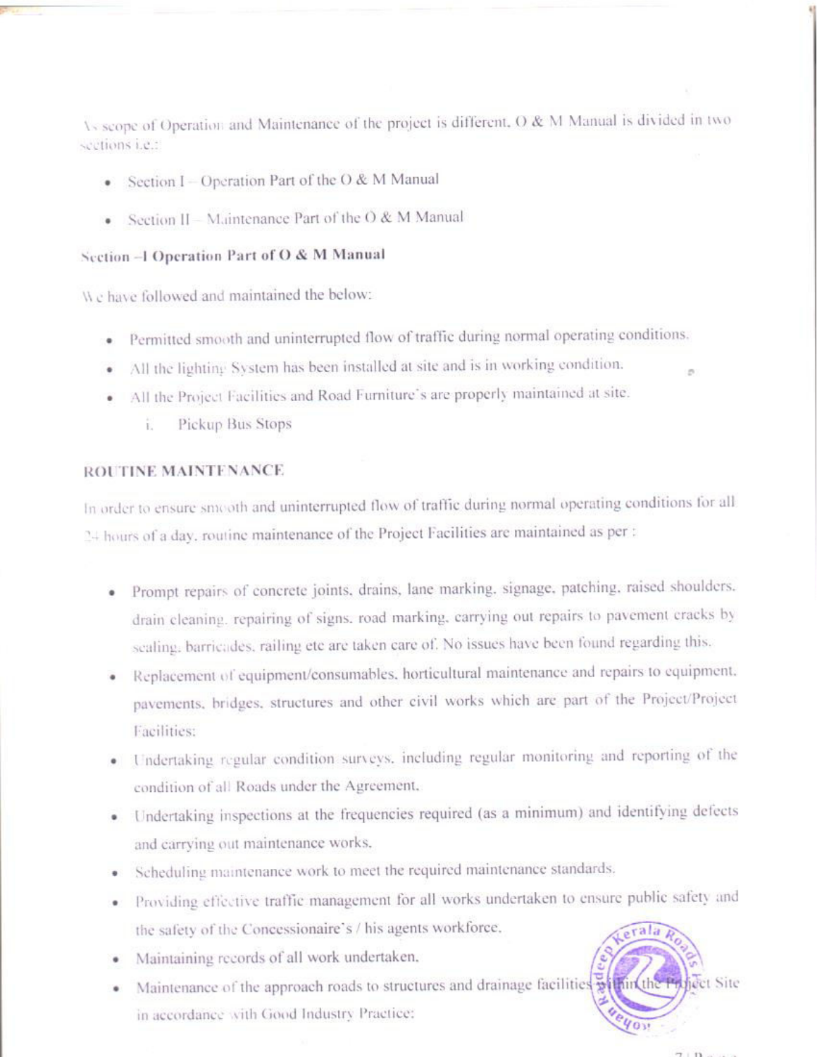As scope of Operation and Maintenance of the project is different, O & M Manual is divided in two sections i.e.:

- Section I – Operation Part of the O & M Manual
- Section II – Maintenance Part of the O & M Manual

## Section –I Operation Part of O & M Manual

We have followed and maintained the below:

- Permitted smooth and uninterrupted flow of traffic during normal operating conditions.
- All the lighting System has been installed at site and is in working condition.
- All the Project Facilities and Road Furniture's are properly maintained at site.
    - i. Pickup Bus Stops

## ROUTINE MAINTENANCE

In order to ensure smooth and uninterrupted flow of traffic during normal operating conditions for all 24 hours of a day, routine maintenance of the Project Facilities are maintained as per :

- Prompt repairs of concrete joints, drains, lane marking, signage, patching, raised shoulders, drain cleaning, repairing of signs, road marking, carrying out repairs to pavement cracks by sealing, barricades, railing etc are taken care of. No issues have been found regarding this.
- Replacement of equipment/consumables, horticultural maintenance and repairs to equipment, pavements, bridges, structures and other civil works which are part of the Project/Project Facilities;
- Undertaking regular condition surveys, including regular monitoring and reporting of the condition of all Roads under the Agreement.
- Undertaking inspections at the frequencies required (as a minimum) and identifying defects and carrying out maintenance works.
- Scheduling maintenance work to meet the required maintenance standards.
- Providing effective traffic management for all works undertaken to ensure public safety and the safety of the Concessionaire's / his agents workforce.
- Maintaining records of all work undertaken.
- Maintenance of the approach roads to structures and drainage facilities within the Project Site in accordance with Good Industry Practice;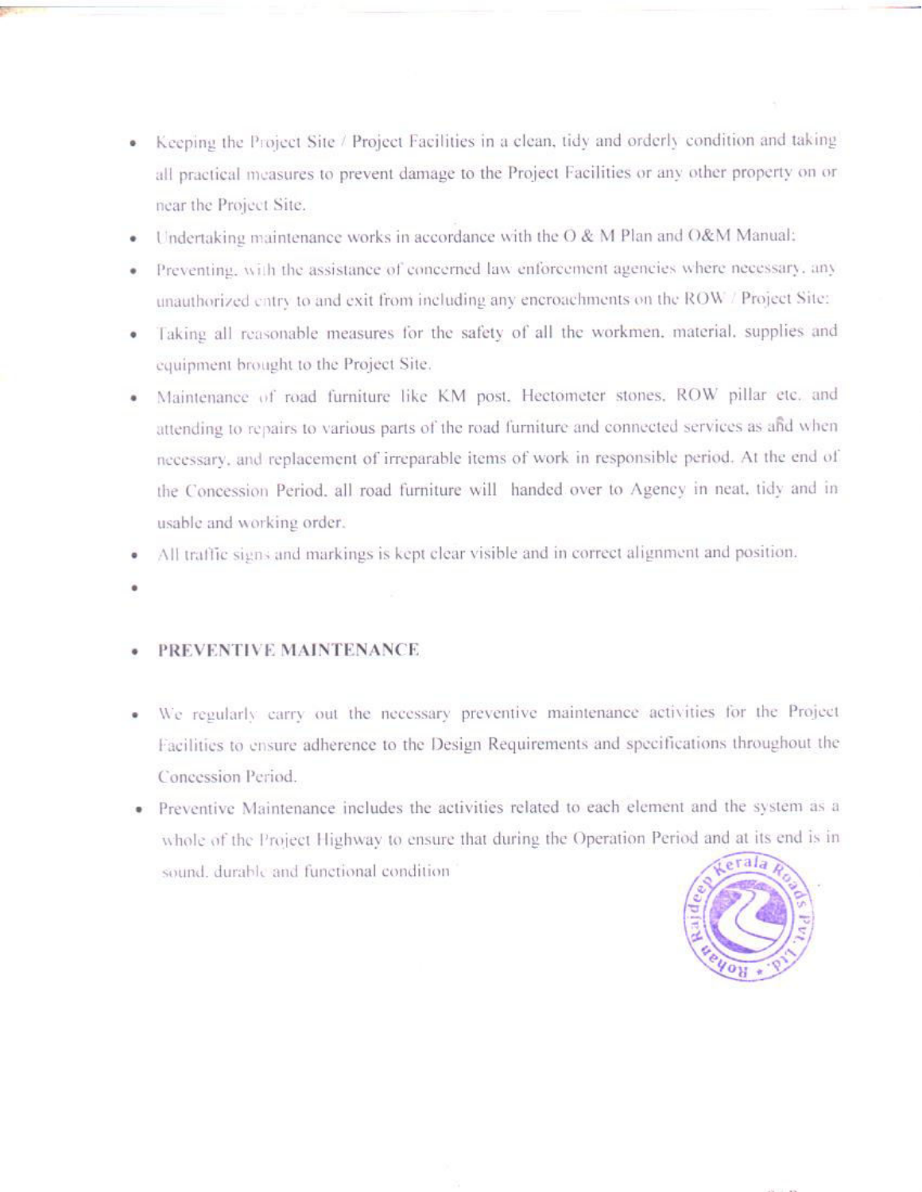- Keeping the Project Site / Project Facilities in a clean, tidy and orderly condition and taking all practical measures to prevent damage to the Project Facilities or any other property on or near the Project Site.
- Undertaking maintenance works in accordance with the O & M Plan and O&M Manual;
- Preventing, with the assistance of concerned law enforcement agencies where necessary, any unauthorized entry to and exit from including any encroachments on the ROW / Project Site;
- Taking all reasonable measures for the safety of all the workmen, material, supplies and equipment brought to the Project Site.
- Maintenance of road furniture like KM post, Hectometer stones, ROW pillar etc. and attending to repairs to various parts of the road furniture and connected services as and when necessary, and replacement of irreparable items of work in responsible period. At the end of the Concession Period, all road furniture will handed over to Agency in neat, tidy and in usable and working order.
- All traffic signs and markings is kept clear visible and in correct alignment and position.
-

- **PREVENTIVE MAINTENANCE**

- We regularly carry out the necessary preventive maintenance activities for the Project Facilities to ensure adherence to the Design Requirements and specifications throughout the Concession Period.
- Preventive Maintenance includes the activities related to each element and the system as a whole of the Project Highway to ensure that during the Operation Period and at its end is in sound, durable and functional condition

Rajdeep Kerala Roads Pvt. Ltd. • Rohan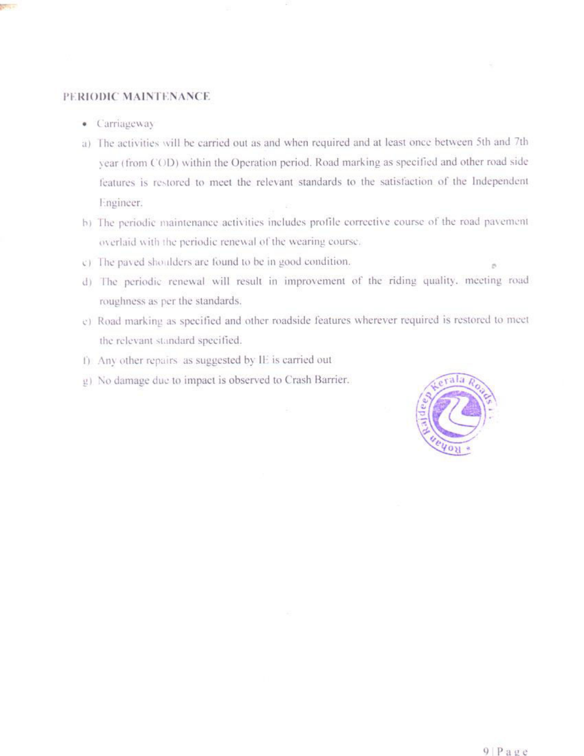## PERIODIC MAINTENANCE

- Carriageway

a) The activities will be carried out as and when required and at least once between 5th and 7th year (from COD) within the Operation period. Road marking as specified and other road side features is restored to meet the relevant standards to the satisfaction of the Independent Engineer.

b) The periodic maintenance activities includes profile corrective course of the road pavement overlaid with the periodic renewal of the wearing course.

c) The paved shoulders are found to be in good condition.

d) The periodic renewal will result in improvement of the riding quality, meeting road roughness as per the standards.

e) Road marking as specified and other roadside features wherever required is restored to meet the relevant standard specified.

f) Any other repairs as suggested by IE is carried out

g) No damage due to impact is observed to Crash Barrier.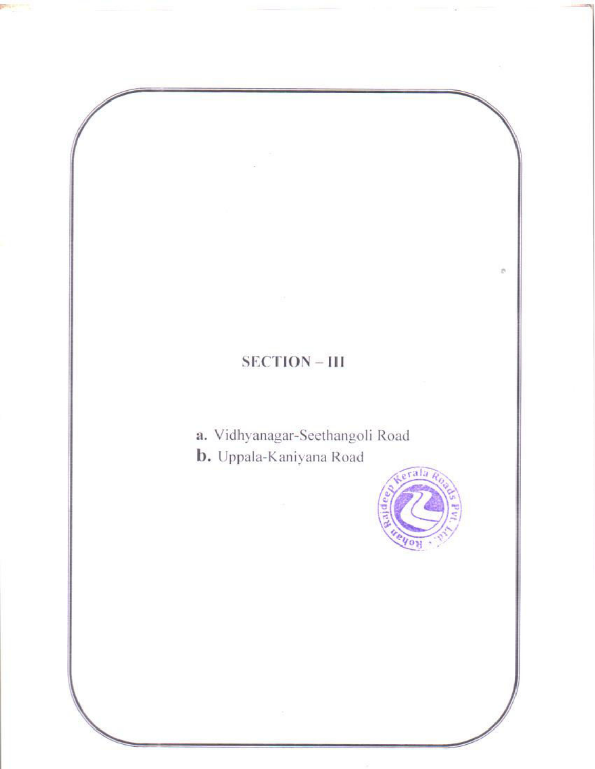# SECTION – III

**a.** Vidhyanagar-Seethangoli Road

**b.** Uppala-Kaniyana Road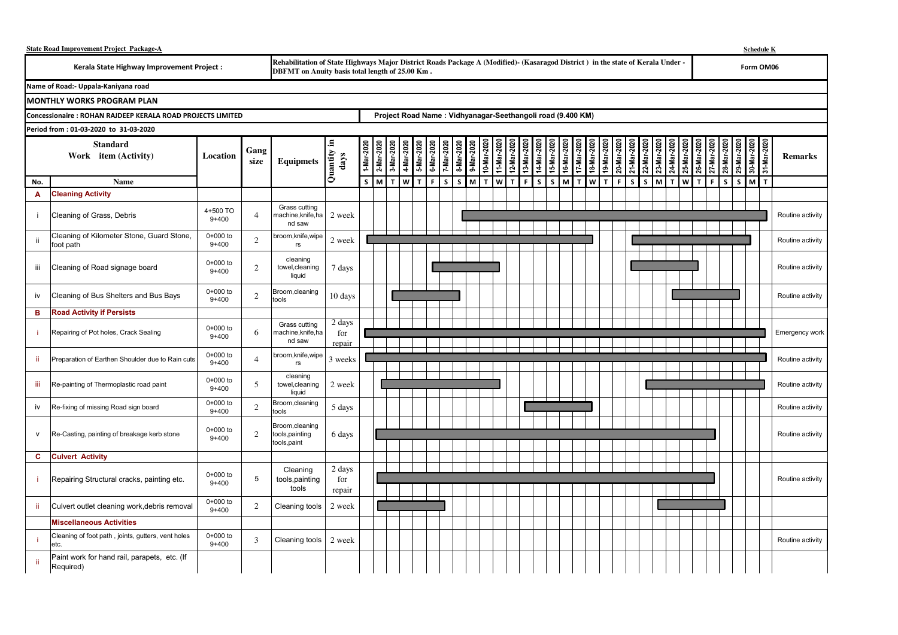**State Road Improvement Project Package-A**

**Schedule K**

| Kerala State Highway Improvement Project : | Rehabilitation of State Highways Major District Roads Package A (Modified)- (Kasaragod District ) in the state of Kerala Under - DBFMT on Anuity basis total length of 25.00 Km . | Form OM06 |
|---|---|---|

**Name of Road:- Uppala-Kaniyana road**

## MONTHLY WORKS PROGRAM PLAN

**Concessionaire : ROHAN RAJDEEP KERALA ROAD PROJECTS LIMITED** — **Project Road Name : Vidhyanagar-Seethangoli road (9.400 KM)**

**Period from : 01-03-2020 to 31-03-2020**

| No. | Standard Work item (Activity) — Name | Location | Gang size | Equipmets | Quantity in days | Remarks |
|---|---|---|---|---|---|---|
| **A** | **Cleaning Activity** | | | | | |
| i | Cleaning of Grass, Debris | 4+500 TO 9+400 | 4 | Grass cutting machine,knife,hand saw | 2 week | Routine activity |
| ii | Cleaning of Kilometer Stone, Guard Stone, foot path | 0+000 to 9+400 | 2 | broom,knife,wipers | 2 week | Routine activity |
| iii | Cleaning of Road signage board | 0+000 to 9+400 | 2 | cleaning towel,cleaning liquid | 7 days | Routine activity |
| iv | Cleaning of Bus Shelters and Bus Bays | 0+000 to 9+400 | 2 | Broom,cleaning tools | 10 days | Routine activity |
| **B** | **Road Activity if Persists** | | | | | |
| i | Repairing of Pot holes, Crack Sealing | 0+000 to 9+400 | 6 | Grass cutting machine,knife,hand saw | 2 days for repair | Emergency work |
| ii | Preparation of Earthen Shoulder due to Rain cuts | 0+000 to 9+400 | 4 | broom,knife,wipers | 3 weeks | Routine activity |
| iii | Re-painting of Thermoplastic road paint | 0+000 to 9+400 | 5 | cleaning towel,cleaning liquid | 2 week | Routine activity |
| iv | Re-fixing of missing Road sign board | 0+000 to 9+400 | 2 | Broom,cleaning tools | 5 days | Routine activity |
| v | Re-Casting, painting of breakage kerb stone | 0+000 to 9+400 | 2 | Broom,cleaning tools,painting tools,paint | 6 days | Routine activity |
| **C** | **Culvert Activity** | | | | | |
| i | Repairing Structural cracks, painting etc. | 0+000 to 9+400 | 5 | Cleaning tools,painting tools | 2 days for repair | Routine activity |
| ii | Culvert outlet cleaning work,debris removal | 0+000 to 9+400 | 2 | Cleaning tools | 2 week | |
| | **Miscellaneous Activities** | | | | | |
| i | Cleaning of foot path , joints, gutters, vent holes etc. | 0+000 to 9+400 | 3 | Cleaning tools | 2 week | Routine activity |
| ii | Paint work for hand rail, parapets, etc. (If Required) | | | | | |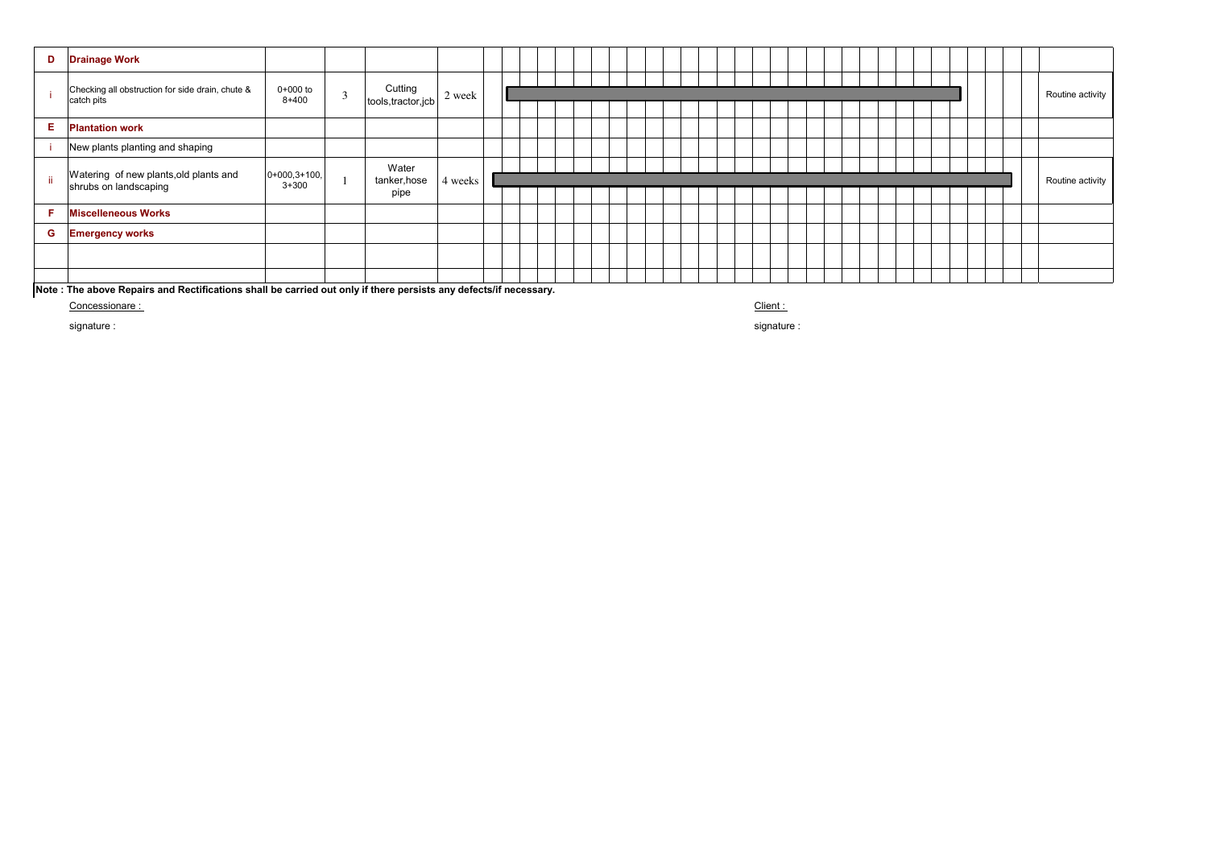| D | Drainage Work | | | | | | |
|---|---|---|---|---|---|---|---|
| i | Checking all obstruction for side drain, chute & catch pits | 0+000 to 8+400 | 3 | Cutting tools,tractor,jcb | 2 week | | Routine activity |
| E | Plantation work | | | | | | |
| i | New plants planting and shaping | | | | | | |
| ii | Watering of new plants,old plants and shrubs on landscaping | 0+000,3+100, 3+300 | 1 | Water tanker,hose pipe | 4 weeks | | Routine activity |
| F | Miscelleneous Works | | | | | | |
| G | Emergency works | | | | | | |
| | | | | | | | |
| | | | | | | | |

**Note : The above Repairs and Rectifications shall be carried out only if there persists any defects/if necessary.**

Concessionare :

signature :

Client :

signature :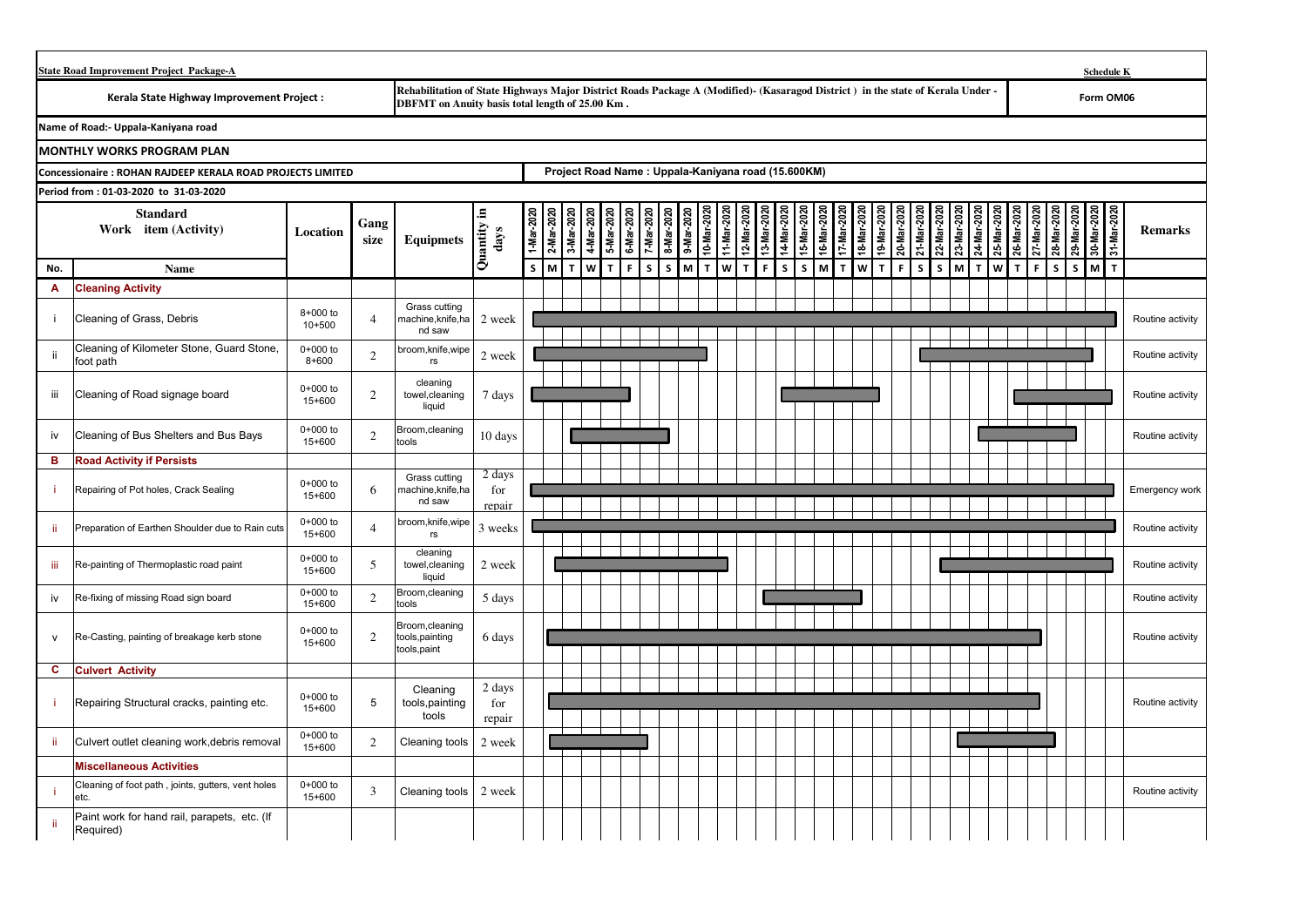**State Road Improvement Project Package-A** **Schedule K**

| Kerala State Highway Improvement Project : | Rehabilitation of State Highways Major District Roads Package A (Modified)- (Kasaragod District ) in the state of Kerala Under - DBFMT on Anuity basis total length of 25.00 Km . | Form OM06 |
|---|---|---|

**Name of Road:- Uppala-Kaniyana road**

**MONTHLY WORKS PROGRAM PLAN**

**Concessionaire : ROHAN RAJDEEP KERALA ROAD PROJECTS LIMITED** — **Project Road Name : Uppala-Kaniyana road (15.600KM)**

**Period from : 01-03-2020 to 31-03-2020**

| No. | Standard Work item (Activity) Name | Location | Gang size | Equipmets | Quantity in days | Schedule (Mar-2020) | Remarks |
|---|---|---|---|---|---|---|---|
| **A** | **Cleaning Activity** | | | | | | |
| i | Cleaning of Grass, Debris | 8+000 to 10+500 | 4 | Grass cutting machine,knife,hand saw | 2 week | 1-Mar-2020 to 31-Mar-2020 | Routine activity |
| ii | Cleaning of Kilometer Stone, Guard Stone, foot path | 0+000 to 8+600 | 2 | broom,knife,wipers | 2 week | 1-Mar-2020 to 9-Mar-2020; 21-Mar-2020 to 29-Mar-2020 | Routine activity |
| iii | Cleaning of Road signage board | 0+000 to 15+600 | 2 | cleaning towel,cleaning liquid | 7 days | 1-Mar-2020 to 5-Mar-2020; 14-Mar-2020 to 18-Mar-2020; 26-Mar-2020 to 30-Mar-2020 | Routine activity |
| iv | Cleaning of Bus Shelters and Bus Bays | 0+000 to 15+600 | 2 | Broom,cleaning tools | 10 days | 3-Mar-2020 to 7-Mar-2020; 24-Mar-2020 to 28-Mar-2020 | Routine activity |
| **B** | **Road Activity if Persists** | | | | | | |
| i | Repairing of Pot holes, Crack Sealing | 0+000 to 15+600 | 6 | Grass cutting machine,knife,hand saw | 2 days for repair | 1-Mar-2020 to 31-Mar-2020 | Emergency work |
| ii | Preparation of Earthen Shoulder due to Rain cuts | 0+000 to 15+600 | 4 | broom,knife,wipers | 3 weeks | 1-Mar-2020 to 31-Mar-2020 | Routine activity |
| iii | Re-painting of Thermoplastic road paint | 0+000 to 15+600 | 5 | cleaning towel,cleaning liquid | 2 week | 2-Mar-2020 to 10-Mar-2020; 22-Mar-2020 to 30-Mar-2020 | Routine activity |
| iv | Re-fixing of missing Road sign board | 0+000 to 15+600 | 2 | Broom,cleaning tools | 5 days | 13-Mar-2020 to 17-Mar-2020 | Routine activity |
| v | Re-Casting, painting of breakage kerb stone | 0+000 to 15+600 | 2 | Broom,cleaning tools,painting tools,paint | 6 days | 2-Mar-2020 to 27-Mar-2020 | Routine activity |
| **C** | **Culvert Activity** | | | | | | |
| i | Repairing Structural cracks, painting etc. | 0+000 to 15+600 | 5 | Cleaning tools,painting tools | 2 days for repair | 2-Mar-2020 to 27-Mar-2020 | Routine activity |
| ii | Culvert outlet cleaning work,debris removal | 0+000 to 15+600 | 2 | Cleaning tools | 2 week | 2-Mar-2020 to 7-Mar-2020; 23-Mar-2020 to 28-Mar-2020 | |
| | **Miscellaneous Activities** | | | | | | |
| i | Cleaning of foot path , joints, gutters, vent holes etc. | 0+000 to 15+600 | 3 | Cleaning tools | 2 week | | Routine activity |
| ii | Paint work for hand rail, parapets, etc. (If Required) | | | | | | |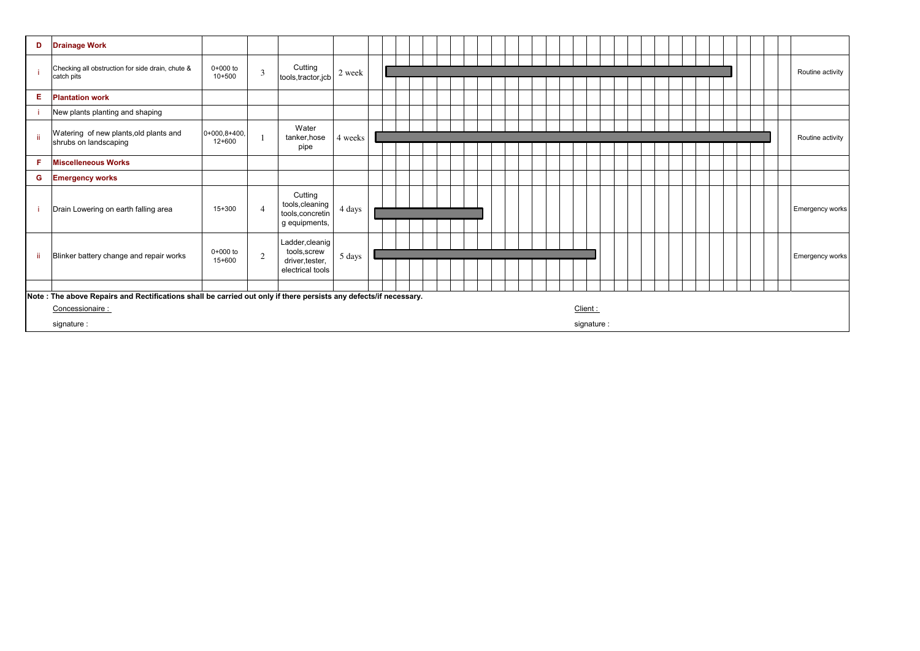| | | | | | | | |
|---|---|---|---|---|---|---|---|
| D | **Drainage Work** | | | | | | |
| i | Checking all obstruction for side drain, chute & catch pits | 0+000 to 10+500 | 3 | Cutting tools,tractor,jcb | 2 week | | Routine activity |
| E | **Plantation work** | | | | | | |
| i | New plants planting and shaping | | | | | | |
| ii | Watering of new plants,old plants and shrubs on landscaping | 0+000,8+400, 12+600 | 1 | Water tanker,hose pipe | 4 weeks | | Routine activity |
| F | **Miscelleneous Works** | | | | | | |
| G | **Emergency works** | | | | | | |
| i | Drain Lowering on earth falling area | 15+300 | 4 | Cutting tools,cleaning tools,concreting equipments, | 4 days | | Emergency works |
| ii | Blinker battery change and repair works | 0+000 to 15+600 | 2 | Ladder,cleanig tools,screw driver,tester, electrical tools | 5 days | | Emergency works |

**Note : The above Repairs and Rectifications shall be carried out only if there persists any defects/if necessary.**

Concessionaire :

signature :

Client :

signature :